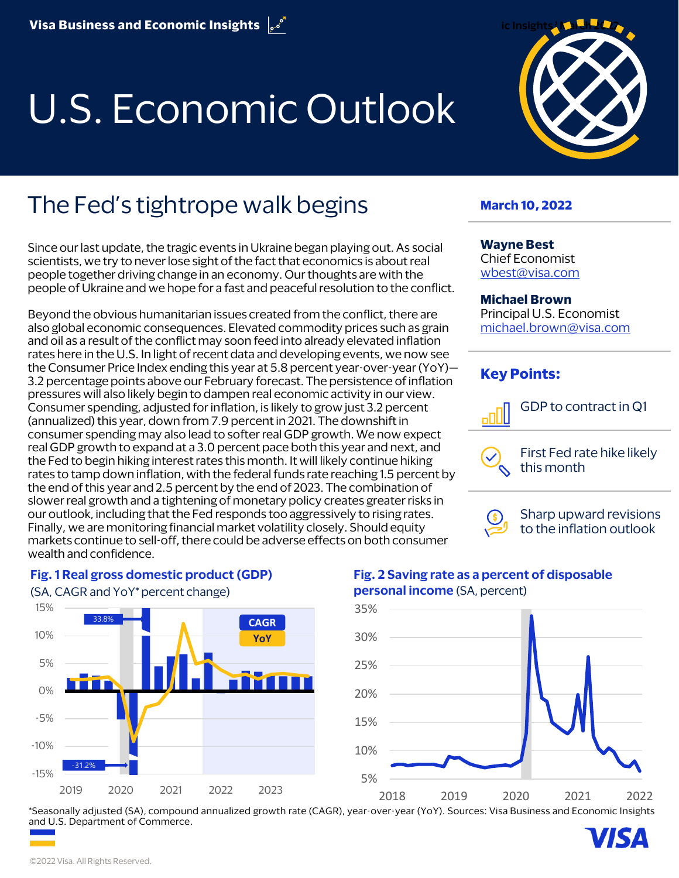Visa Business and Economic Insights

# U.S. Economic Outlook

## The Fed's tightrope walk begins

**March 10, 2022**

**Wayne Best**
Chief Economist
wbest@visa.com

**Michael Brown**
Principal U.S. Economist
michael.brown@visa.com

### Key Points:

- GDP to contract in Q1
- First Fed rate hike likely this month
- Sharp upward revisions to the inflation outlook

Since our last update, the tragic events in Ukraine began playing out. As social scientists, we try to never lose sight of the fact that economics is about real people together driving change in an economy. Our thoughts are with the people of Ukraine and we hope for a fast and peaceful resolution to the conflict.

Beyond the obvious humanitarian issues created from the conflict, there are also global economic consequences. Elevated commodity prices such as grain and oil as a result of the conflict may soon feed into already elevated inflation rates here in the U.S. In light of recent data and developing events, we now see the Consumer Price Index ending this year at 5.8 percent year-over-year (YoY)—3.2 percentage points above our February forecast. The persistence of inflation pressures will also likely begin to dampen real economic activity in our view. Consumer spending, adjusted for inflation, is likely to grow just 3.2 percent (annualized) this year, down from 7.9 percent in 2021. The downshift in consumer spending may also lead to softer real GDP growth. We now expect real GDP growth to expand at a 3.0 percent pace both this year and next, and the Fed to begin hiking interest rates this month. It will likely continue hiking rates to tamp down inflation, with the federal funds rate reaching 1.5 percent by the end of this year and 2.5 percent by the end of 2023. The combination of slower real growth and a tightening of monetary policy creates greater risks in our outlook, including that the Fed responds too aggressively to rising rates. Finally, we are monitoring financial market volatility closely. Should equity markets continue to sell-off, there could be adverse effects on both consumer wealth and confidence.

**Fig. 1 Real gross domestic product (GDP)** (SA, CAGR and YoY* percent change)

**Fig. 2 Saving rate as a percent of disposable personal income** (SA, percent)

*Seasonally adjusted (SA), compound annualized growth rate (CAGR), year-over-year (YoY). Sources: Visa Business and Economic Insights and U.S. Department of Commerce.

©2022 Visa. All Rights Reserved.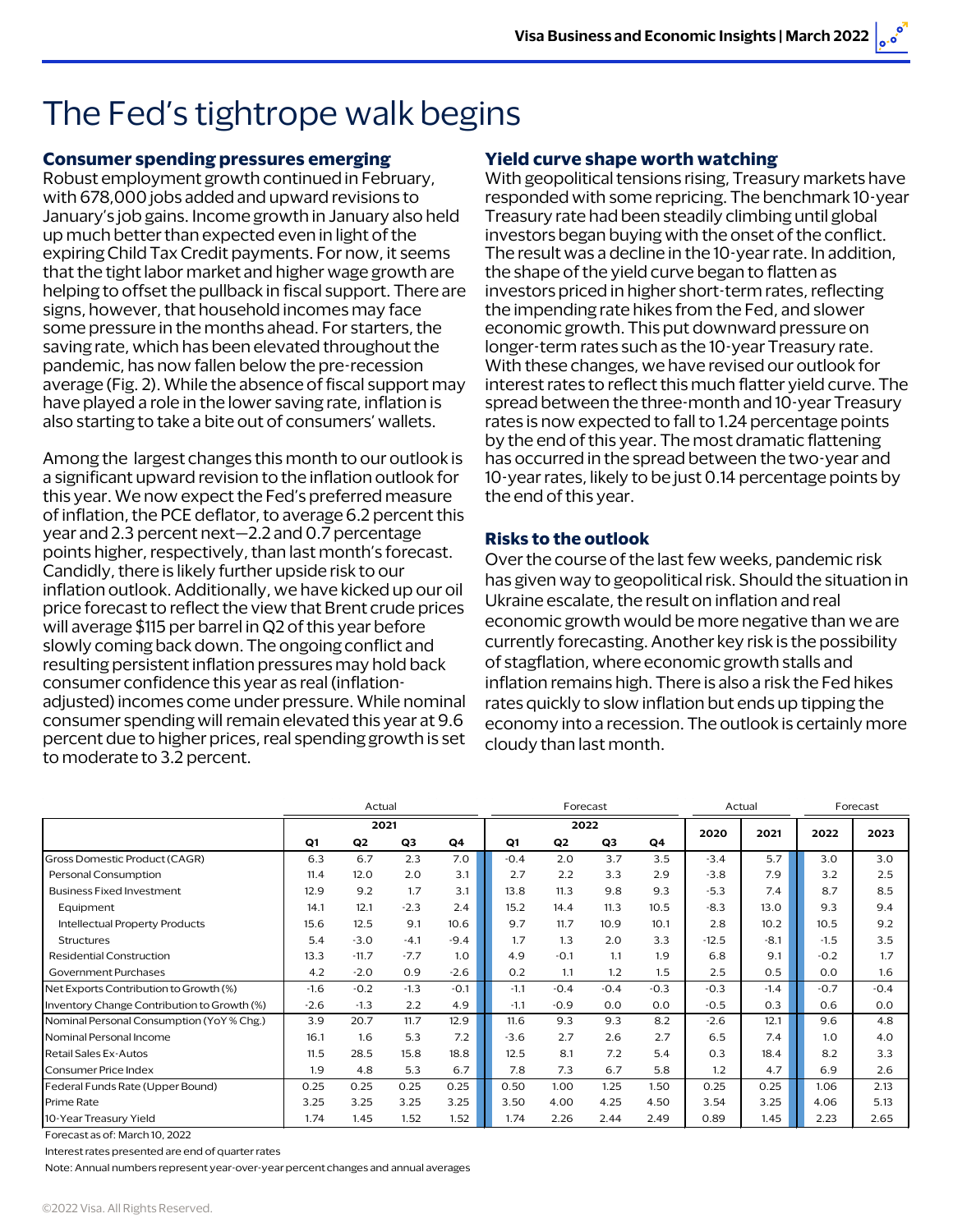# The Fed's tightrope walk begins

## Consumer spending pressures emerging

Robust employment growth continued in February, with 678,000 jobs added and upward revisions to January's job gains. Income growth in January also held up much better than expected even in light of the expiring Child Tax Credit payments. For now, it seems that the tight labor market and higher wage growth are helping to offset the pullback in fiscal support. There are signs, however, that household incomes may face some pressure in the months ahead. For starters, the saving rate, which has been elevated throughout the pandemic, has now fallen below the pre-recession average (Fig. 2). While the absence of fiscal support may have played a role in the lower saving rate, inflation is also starting to take a bite out of consumers' wallets.

Among the largest changes this month to our outlook is a significant upward revision to the inflation outlook for this year. We now expect the Fed's preferred measure of inflation, the PCE deflator, to average 6.2 percent this year and 2.3 percent next—2.2 and 0.7 percentage points higher, respectively, than last month's forecast. Candidly, there is likely further upside risk to our inflation outlook. Additionally, we have kicked up our oil price forecast to reflect the view that Brent crude prices will average $115 per barrel in Q2 of this year before slowly coming back down. The ongoing conflict and resulting persistent inflation pressures may hold back consumer confidence this year as real (inflation-adjusted) incomes come under pressure. While nominal consumer spending will remain elevated this year at 9.6 percent due to higher prices, real spending growth is set to moderate to 3.2 percent.

## Yield curve shape worth watching

With geopolitical tensions rising, Treasury markets have responded with some repricing. The benchmark 10-year Treasury rate had been steadily climbing until global investors began buying with the onset of the conflict. The result was a decline in the 10-year rate. In addition, the shape of the yield curve began to flatten as investors priced in higher short-term rates, reflecting the impending rate hikes from the Fed, and slower economic growth. This put downward pressure on longer-term rates such as the 10-year Treasury rate. With these changes, we have revised our outlook for interest rates to reflect this much flatter yield curve. The spread between the three-month and 10-year Treasury rates is now expected to fall to 1.24 percentage points by the end of this year. The most dramatic flattening has occurred in the spread between the two-year and 10-year rates, likely to be just 0.14 percentage points by the end of this year.

## Risks to the outlook

Over the course of the last few weeks, pandemic risk has given way to geopolitical risk. Should the situation in Ukraine escalate, the result on inflation and real economic growth would be more negative than we are currently forecasting. Another key risk is the possibility of stagflation, where economic growth stalls and inflation remains high. There is also a risk the Fed hikes rates quickly to slow inflation but ends up tipping the economy into a recession. The outlook is certainly more cloudy than last month.

| | Actual | | | | Forecast | | | | Actual | | Forecast | |
|---|---|---|---|---|---|---|---|---|---|---|---|---|
| | 2021 | | | | 2022 | | | | | | | |
| | Q1 | Q2 | Q3 | Q4 | Q1 | Q2 | Q3 | Q4 | 2020 | 2021 | 2022 | 2023 |
| Gross Domestic Product (CAGR) | 6.3 | 6.7 | 2.3 | 7.0 | -0.4 | 2.0 | 3.7 | 3.5 | -3.4 | 5.7 | 3.0 | 3.0 |
| Personal Consumption | 11.4 | 12.0 | 2.0 | 3.1 | 2.7 | 2.2 | 3.3 | 2.9 | -3.8 | 7.9 | 3.2 | 2.5 |
| Business Fixed Investment | 12.9 | 9.2 | 1.7 | 3.1 | 13.8 | 11.3 | 9.8 | 9.3 | -5.3 | 7.4 | 8.7 | 8.5 |
| Equipment | 14.1 | 12.1 | -2.3 | 2.4 | 15.2 | 14.4 | 11.3 | 10.5 | -8.3 | 13.0 | 9.3 | 9.4 |
| Intellectual Property Products | 15.6 | 12.5 | 9.1 | 10.6 | 9.7 | 11.7 | 10.9 | 10.1 | 2.8 | 10.2 | 10.5 | 9.2 |
| Structures | 5.4 | -3.0 | -4.1 | -9.4 | 1.7 | 1.3 | 2.0 | 3.3 | -12.5 | -8.1 | -1.5 | 3.5 |
| Residential Construction | 13.3 | -11.7 | -7.7 | 1.0 | 4.9 | -0.1 | 1.1 | 1.9 | 6.8 | 9.1 | -0.2 | 1.7 |
| Government Purchases | 4.2 | -2.0 | 0.9 | -2.6 | 0.2 | 1.1 | 1.2 | 1.5 | 2.5 | 0.5 | 0.0 | 1.6 |
| Net Exports Contribution to Growth (%) | -1.6 | -0.2 | -1.3 | -0.1 | -1.1 | -0.4 | -0.4 | -0.3 | -0.3 | -1.4 | -0.7 | -0.4 |
| Inventory Change Contribution to Growth (%) | -2.6 | -1.3 | 2.2 | 4.9 | -1.1 | -0.9 | 0.0 | 0.0 | -0.5 | 0.3 | 0.6 | 0.0 |
| Nominal Personal Consumption (YoY % Chg.) | 3.9 | 20.7 | 11.7 | 12.9 | 11.6 | 9.3 | 9.3 | 8.2 | -2.6 | 12.1 | 9.6 | 4.8 |
| Nominal Personal Income | 16.1 | 1.6 | 5.3 | 7.2 | -3.6 | 2.7 | 2.6 | 2.7 | 6.5 | 7.4 | 1.0 | 4.0 |
| Retail Sales Ex-Autos | 11.5 | 28.5 | 15.8 | 18.8 | 12.5 | 8.1 | 7.2 | 5.4 | 0.3 | 18.4 | 8.2 | 3.3 |
| Consumer Price Index | 1.9 | 4.8 | 5.3 | 6.7 | 7.8 | 7.3 | 6.7 | 5.8 | 1.2 | 4.7 | 6.9 | 2.6 |
| Federal Funds Rate (Upper Bound) | 0.25 | 0.25 | 0.25 | 0.25 | 0.50 | 1.00 | 1.25 | 1.50 | 0.25 | 0.25 | 1.06 | 2.13 |
| Prime Rate | 3.25 | 3.25 | 3.25 | 3.25 | 3.50 | 4.00 | 4.25 | 4.50 | 3.54 | 3.25 | 4.06 | 5.13 |
| 10-Year Treasury Yield | 1.74 | 1.45 | 1.52 | 1.52 | 1.74 | 2.26 | 2.44 | 2.49 | 0.89 | 1.45 | 2.23 | 2.65 |

Forecast as of: March 10, 2022

Interest rates presented are end of quarter rates

Note: Annual numbers represent year-over-year percent changes and annual averages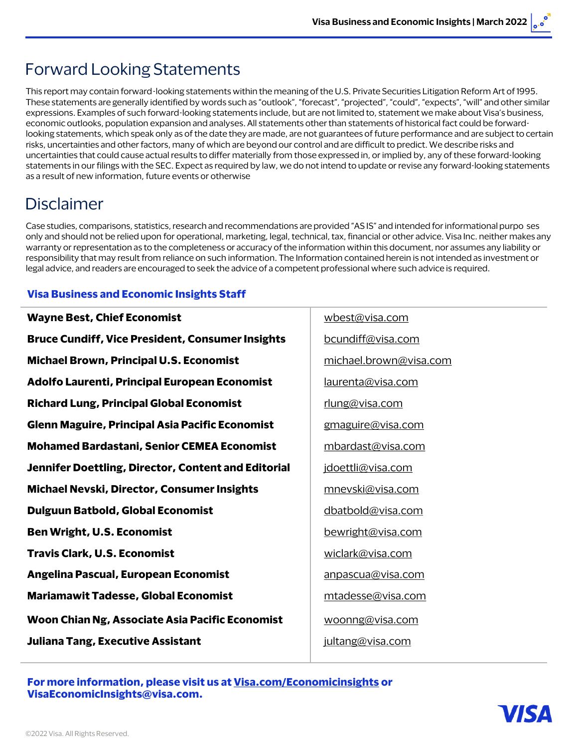# Forward Looking Statements

This report may contain forward-looking statements within the meaning of the U.S. Private Securities Litigation Reform Art of 1995. These statements are generally identified by words such as "outlook", "forecast", "projected", "could", "expects", "will" and other similar expressions. Examples of such forward-looking statements include, but are not limited to, statement we make about Visa's business, economic outlooks, population expansion and analyses. All statements other than statements of historical fact could be forward-looking statements, which speak only as of the date they are made, are not guarantees of future performance and are subject to certain risks, uncertainties and other factors, many of which are beyond our control and are difficult to predict. We describe risks and uncertainties that could cause actual results to differ materially from those expressed in, or implied by, any of these forward-looking statements in our filings with the SEC. Expect as required by law, we do not intend to update or revise any forward-looking statements as a result of new information, future events or otherwise

# Disclaimer

Case studies, comparisons, statistics, research and recommendations are provided "AS IS" and intended for informational purpo ses only and should not be relied upon for operational, marketing, legal, technical, tax, financial or other advice. Visa Inc. neither makes any warranty or representation as to the completeness or accuracy of the information within this document, nor assumes any liability or responsibility that may result from reliance on such information. The Information contained herein is not intended as investment or legal advice, and readers are encouraged to seek the advice of a competent professional where such advice is required.

## Visa Business and Economic Insights Staff

| | |
|---|---|
| **Wayne Best, Chief Economist** | wbest@visa.com |
| **Bruce Cundiff, Vice President, Consumer Insights** | bcundiff@visa.com |
| **Michael Brown, Principal U.S. Economist** | michael.brown@visa.com |
| **Adolfo Laurenti, Principal European Economist** | laurenta@visa.com |
| **Richard Lung, Principal Global Economist** | rlung@visa.com |
| **Glenn Maguire, Principal Asia Pacific Economist** | gmaguire@visa.com |
| **Mohamed Bardastani, Senior CEMEA Economist** | mbardast@visa.com |
| **Jennifer Doettling, Director, Content and Editorial** | jdoettli@visa.com |
| **Michael Nevski, Director, Consumer Insights** | mnevski@visa.com |
| **Dulguun Batbold, Global Economist** | dbatbold@visa.com |
| **Ben Wright, U.S. Economist** | bewright@visa.com |
| **Travis Clark, U.S. Economist** | wiclark@visa.com |
| **Angelina Pascual, European Economist** | anpascua@visa.com |
| **Mariamawit Tadesse, Global Economist** | mtadesse@visa.com |
| **Woon Chian Ng, Associate Asia Pacific Economist** | woonng@visa.com |
| **Juliana Tang, Executive Assistant** | jultang@visa.com |

**For more information, please visit us at Visa.com/Economicinsights or VisaEconomicInsights@visa.com.**

©2022 Visa. All Rights Reserved.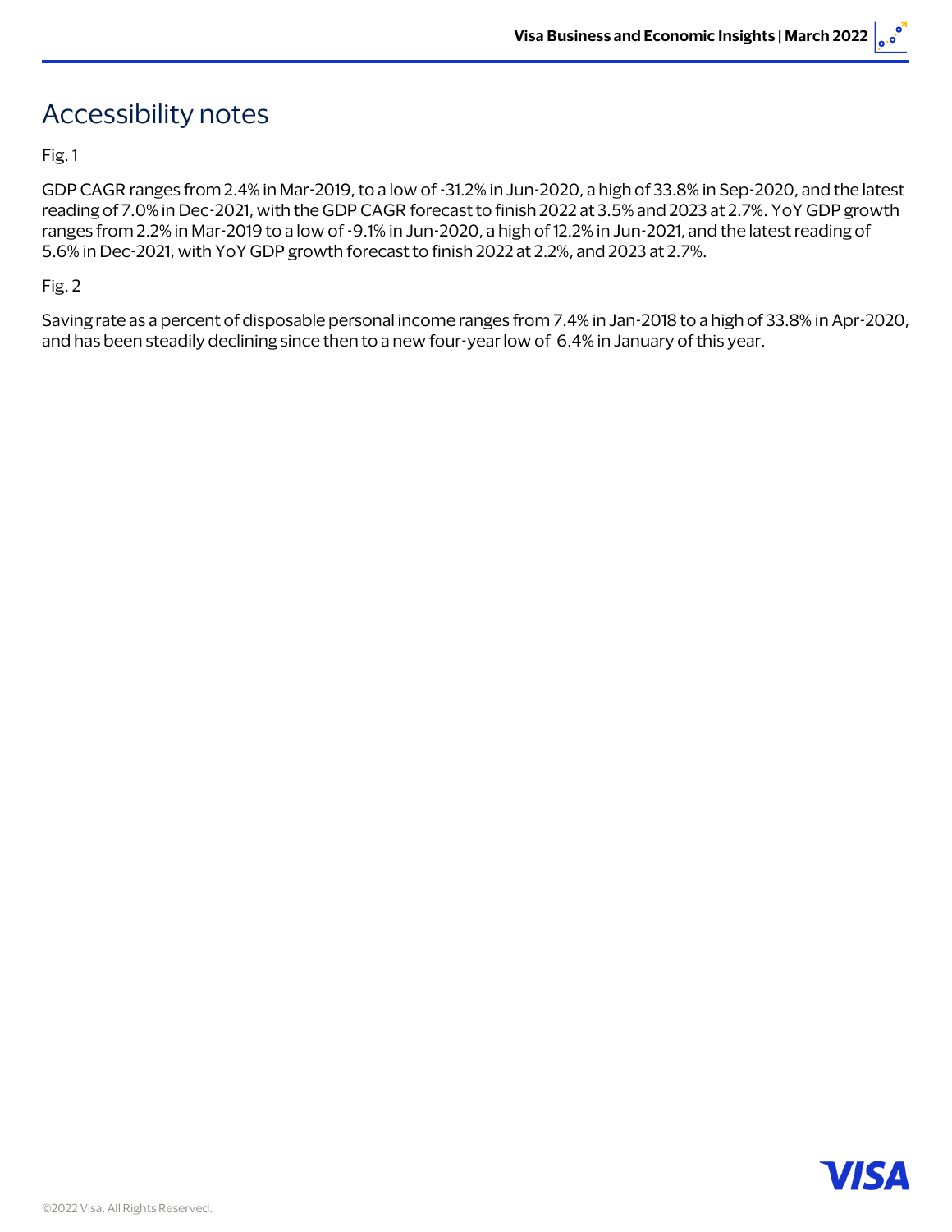# Accessibility notes

Fig. 1

GDP CAGR ranges from 2.4% in Mar-2019, to a low of -31.2% in Jun-2020, a high of 33.8% in Sep-2020, and the latest reading of 7.0% in Dec-2021, with the GDP CAGR forecast to finish 2022 at 3.5% and 2023 at 2.7%. YoY GDP growth ranges from 2.2% in Mar-2019 to a low of -9.1% in Jun-2020, a high of 12.2% in Jun-2021, and the latest reading of 5.6% in Dec-2021, with YoY GDP growth forecast to finish 2022 at 2.2%, and 2023 at 2.7%.

Fig. 2

Saving rate as a percent of disposable personal income ranges from 7.4% in Jan-2018 to a high of 33.8% in Apr-2020, and has been steadily declining since then to a new four-year low of 6.4% in January of this year.

©2022 Visa. All Rights Reserved.